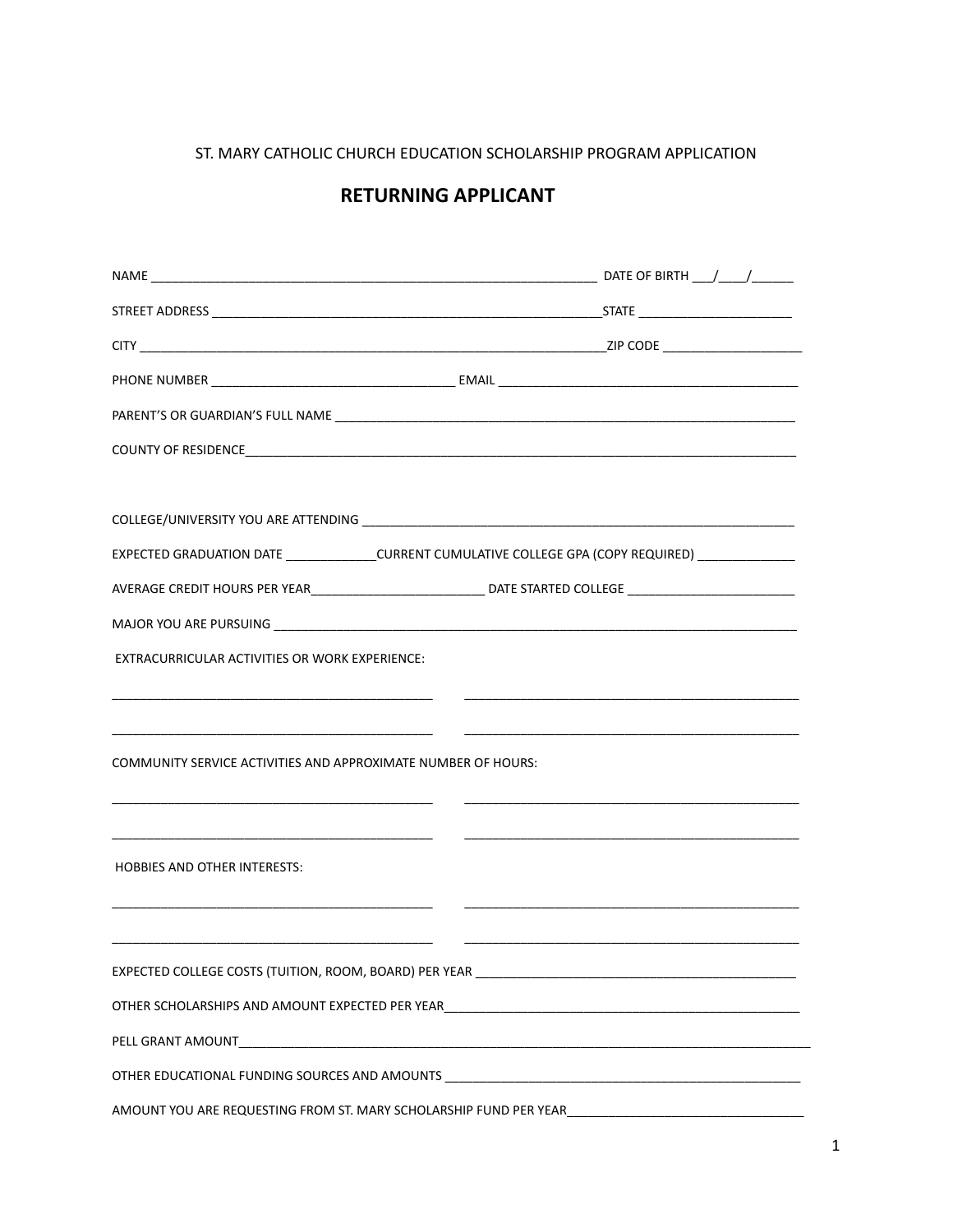ST. MARY CATHOLIC CHURCH EDUCATION SCHOLARSHIP PROGRAM APPLICATION

# RETURNING APPLICANT

NAME ______________________________________________________________ DATE OF BIRTH ___/____/______

STREET ADDRESS ________________________________________________________STATE ______________________

CITY _________________________________________________________________ZIP CODE ____________________

PHONE NUMBER ___________________________________ EMAIL __________________________________________

PARENT'S OR GUARDIAN'S FULL NAME ___________________________________________________________________

COUNTY OF RESIDENCE________________________________________________________________________________

COLLEGE/UNIVERSITY YOU ARE ATTENDING _______________________________________________________________

EXPECTED GRADUATION DATE _____________CURRENT CUMULATIVE COLLEGE GPA (COPY REQUIRED) ______________

AVERAGE CREDIT HOURS PER YEAR_________________________ DATE STARTED COLLEGE ________________________

MAJOR YOU ARE PURSUING __________________________________________________________________________

EXTRACURRICULAR ACTIVITIES OR WORK EXPERIENCE:

_______________________________________________ _________________________________________________

_______________________________________________ _________________________________________________

COMMUNITY SERVICE ACTIVITIES AND APPROXIMATE NUMBER OF HOURS:

_______________________________________________ _________________________________________________

_______________________________________________ _________________________________________________

HOBBIES AND OTHER INTERESTS:

_______________________________________________ _________________________________________________

_______________________________________________ _________________________________________________

EXPECTED COLLEGE COSTS (TUITION, ROOM, BOARD) PER YEAR ______________________________________________

OTHER SCHOLARSHIPS AND AMOUNT EXPECTED PER YEAR____________________________________________________

PELL GRANT AMOUNT__________________________________________________________________________________

OTHER EDUCATIONAL FUNDING SOURCES AND AMOUNTS ____________________________________________________

AMOUNT YOU ARE REQUESTING FROM ST. MARY SCHOLARSHIP FUND PER YEAR__________________________________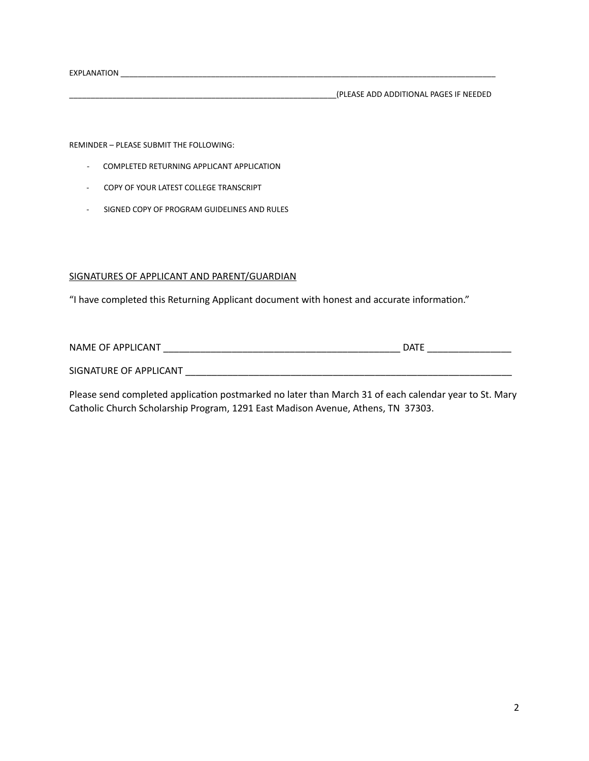EXPLANATION ____________________________________________________________________________________

______________________________________________________________(PLEASE ADD ADDITIONAL PAGES IF NEEDED

REMINDER – PLEASE SUBMIT THE FOLLOWING:

- COMPLETED RETURNING APPLICANT APPLICATION
- COPY OF YOUR LATEST COLLEGE TRANSCRIPT
- SIGNED COPY OF PROGRAM GUIDELINES AND RULES

<u>SIGNATURES OF APPLICANT AND PARENT/GUARDIAN</u>

"I have completed this Returning Applicant document with honest and accurate information."

NAME OF APPLICANT _______________________________________________ DATE ________________

SIGNATURE OF APPLICANT ________________________________________________________________

Please send completed application postmarked no later than March 31 of each calendar year to St. Mary Catholic Church Scholarship Program, 1291 East Madison Avenue, Athens, TN 37303.